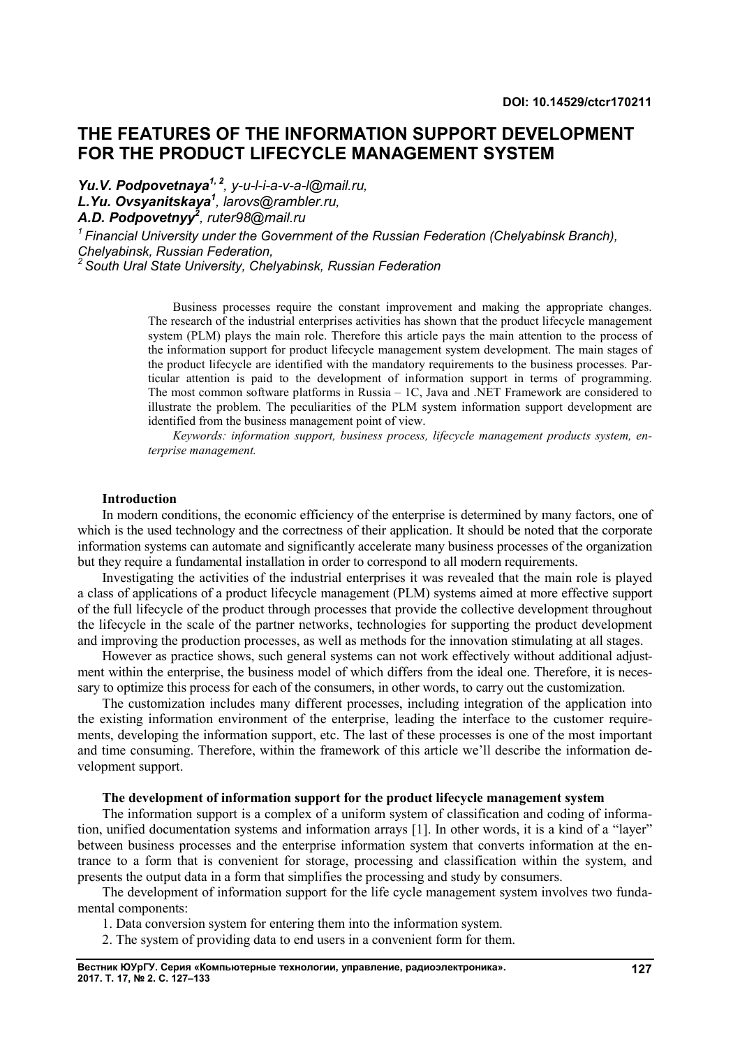DOI: 10.14529/ctcr170211

# THE FEATURES OF THE INFORMATION SUPPORT DEVELOPMENT FOR THE PRODUCT LIFECYCLE MANAGEMENT SYSTEM

***Yu.V. Podpovetnaya***[1, 2]*, y-u-l-i-a-v-a-l@mail.ru,*
***L.Yu. Ovsyanitskaya***[1]*, larovs@rambler.ru,*
***A.D. Podpovetnyy***[2]*, ruter98@mail.ru*

[1] *Financial University under the Government of the Russian Federation (Chelyabinsk Branch), Chelyabinsk, Russian Federation,*
[2] *South Ural State University, Chelyabinsk, Russian Federation*

Business processes require the constant improvement and making the appropriate changes. The research of the industrial enterprises activities has shown that the product lifecycle management system (PLM) plays the main role. Therefore this article pays the main attention to the process of the information support for product lifecycle management system development. The main stages of the product lifecycle are identified with the mandatory requirements to the business processes. Particular attention is paid to the development of information support in terms of programming. The most common software platforms in Russia – 1C, Java and .NET Framework are considered to illustrate the problem. The peculiarities of the PLM system information support development are identified from the business management point of view.

*Keywords: information support, business process, lifecycle management products system, enterprise management.*

## Introduction

In modern conditions, the economic efficiency of the enterprise is determined by many factors, one of which is the used technology and the correctness of their application. It should be noted that the corporate information systems can automate and significantly accelerate many business processes of the organization but they require a fundamental installation in order to correspond to all modern requirements.

Investigating the activities of the industrial enterprises it was revealed that the main role is played a class of applications of a product lifecycle management (PLM) systems aimed at more effective support of the full lifecycle of the product through processes that provide the collective development throughout the lifecycle in the scale of the partner networks, technologies for supporting the product development and improving the production processes, as well as methods for the innovation stimulating at all stages.

However as practice shows, such general systems can not work effectively without additional adjustment within the enterprise, the business model of which differs from the ideal one. Therefore, it is necessary to optimize this process for each of the consumers, in other words, to carry out the customization.

The customization includes many different processes, including integration of the application into the existing information environment of the enterprise, leading the interface to the customer requirements, developing the information support, etc. The last of these processes is one of the most important and time consuming. Therefore, within the framework of this article we'll describe the information development support.

## The development of information support for the product lifecycle management system

The information support is a complex of a uniform system of classification and coding of information, unified documentation systems and information arrays [1]. In other words, it is a kind of a "layer" between business processes and the enterprise information system that converts information at the entrance to a form that is convenient for storage, processing and classification within the system, and presents the output data in a form that simplifies the processing and study by consumers.

The development of information support for the life cycle management system involves two fundamental components:

1. Data conversion system for entering them into the information system.
2. The system of providing data to end users in a convenient form for them.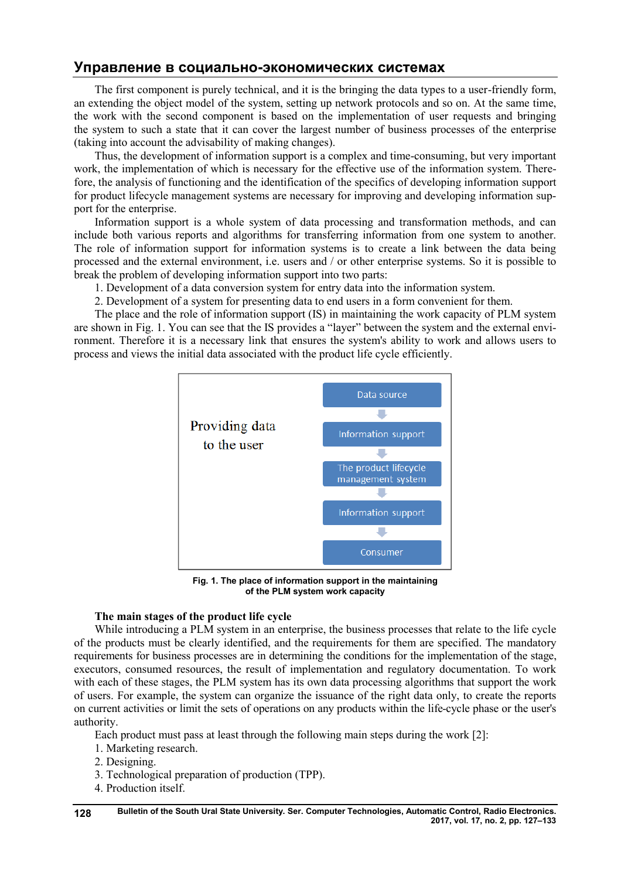The first component is purely technical, and it is the bringing the data types to a user-friendly form, an extending the object model of the system, setting up network protocols and so on. At the same time, the work with the second component is based on the implementation of user requests and bringing the system to such a state that it can cover the largest number of business processes of the enterprise (taking into account the advisability of making changes).

Thus, the development of information support is a complex and time-consuming, but very important work, the implementation of which is necessary for the effective use of the information system. Therefore, the analysis of functioning and the identification of the specifics of developing information support for product lifecycle management systems are necessary for improving and developing information support for the enterprise.

Information support is a whole system of data processing and transformation methods, and can include both various reports and algorithms for transferring information from one system to another. The role of information support for information systems is to create a link between the data being processed and the external environment, i.e. users and / or other enterprise systems. So it is possible to break the problem of developing information support into two parts:

1. Development of a data conversion system for entry data into the information system.
2. Development of a system for presenting data to end users in a form convenient for them.

The place and the role of information support (IS) in maintaining the work capacity of PLM system are shown in Fig. 1. You can see that the IS provides a "layer" between the system and the external environment. Therefore it is a necessary link that ensures the system's ability to work and allows users to process and views the initial data associated with the product life cycle efficiently.

Providing data to the user

Data source → Information support → The product lifecycle management system → Information support → Consumer

**Fig. 1. The place of information support in the maintaining of the PLM system work capacity**

**The main stages of the product life cycle**

While introducing a PLM system in an enterprise, the business processes that relate to the life cycle of the products must be clearly identified, and the requirements for them are specified. The mandatory requirements for business processes are in determining the conditions for the implementation of the stage, executors, consumed resources, the result of implementation and regulatory documentation. To work with each of these stages, the PLM system has its own data processing algorithms that support the work of users. For example, the system can organize the issuance of the right data only, to create the reports on current activities or limit the sets of operations on any products within the life-cycle phase or the user's authority.

Each product must pass at least through the following main steps during the work [2]:

1. Marketing research.
2. Designing.
3. Technological preparation of production (TPP).
4. Production itself.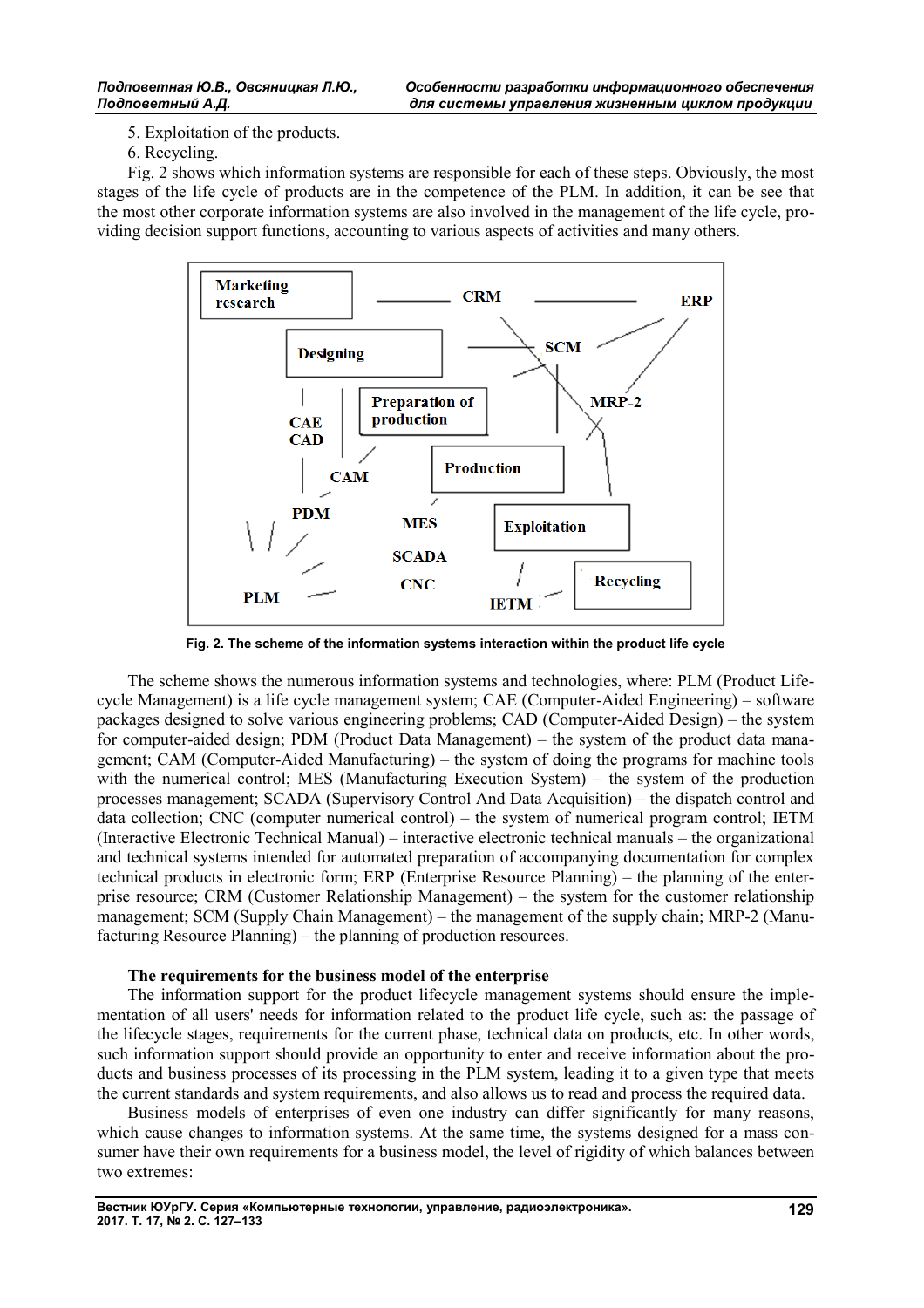5. Exploitation of the products.

6. Recycling.

Fig. 2 shows which information systems are responsible for each of these steps. Obviously, the most stages of the life cycle of products are in the competence of the PLM. In addition, it can be see that the most other corporate information systems are also involved in the management of the life cycle, providing decision support functions, accounting to various aspects of activities and many others.

Fig. 2. The scheme of the information systems interaction within the product life cycle

The scheme shows the numerous information systems and technologies, where: PLM (Product Lifecycle Management) is a life cycle management system; CAE (Computer-Aided Engineering) – software packages designed to solve various engineering problems; CAD (Computer-Aided Design) – the system for computer-aided design; PDM (Product Data Management) – the system of the product data management; CAM (Computer-Aided Manufacturing) – the system of doing the programs for machine tools with the numerical control; MES (Manufacturing Execution System) – the system of the production processes management; SCADA (Supervisory Control And Data Acquisition) – the dispatch control and data collection; CNC (computer numerical control) – the system of numerical program control; IETM (Interactive Electronic Technical Manual) – interactive electronic technical manuals – the organizational and technical systems intended for automated preparation of accompanying documentation for complex technical products in electronic form; ERP (Enterprise Resource Planning) – the planning of the enterprise resource; CRM (Customer Relationship Management) – the system for the customer relationship management; SCM (Supply Chain Management) – the management of the supply chain; MRP-2 (Manufacturing Resource Planning) – the planning of production resources.

### The requirements for the business model of the enterprise

The information support for the product lifecycle management systems should ensure the implementation of all users' needs for information related to the product life cycle, such as: the passage of the lifecycle stages, requirements for the current phase, technical data on products, etc. In other words, such information support should provide an opportunity to enter and receive information about the products and business processes of its processing in the PLM system, leading it to a given type that meets the current standards and system requirements, and also allows us to read and process the required data.

Business models of enterprises of even one industry can differ significantly for many reasons, which cause changes to information systems. At the same time, the systems designed for a mass consumer have their own requirements for a business model, the level of rigidity of which balances between two extremes: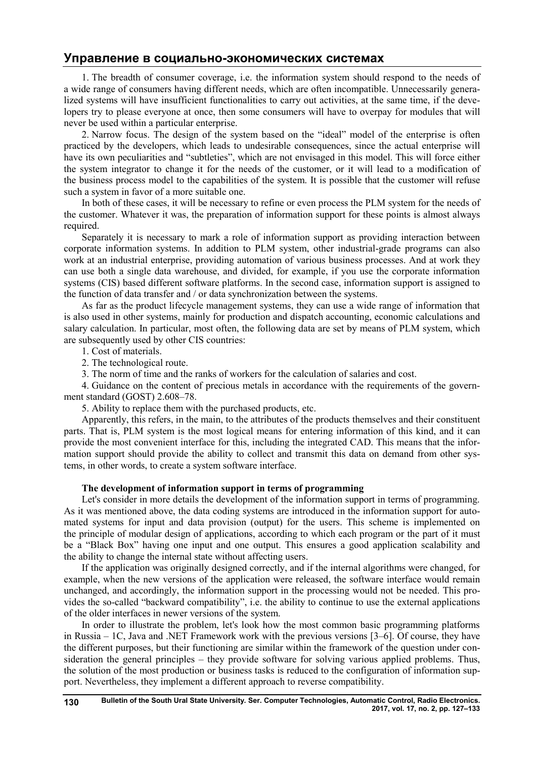1. The breadth of consumer coverage, i.e. the information system should respond to the needs of a wide range of consumers having different needs, which are often incompatible. Unnecessarily generalized systems will have insufficient functionalities to carry out activities, at the same time, if the developers try to please everyone at once, then some consumers will have to overpay for modules that will never be used within a particular enterprise.

2. Narrow focus. The design of the system based on the "ideal" model of the enterprise is often practiced by the developers, which leads to undesirable consequences, since the actual enterprise will have its own peculiarities and "subtleties", which are not envisaged in this model. This will force either the system integrator to change it for the needs of the customer, or it will lead to a modification of the business process model to the capabilities of the system. It is possible that the customer will refuse such a system in favor of a more suitable one.

In both of these cases, it will be necessary to refine or even process the PLM system for the needs of the customer. Whatever it was, the preparation of information support for these points is almost always required.

Separately it is necessary to mark a role of information support as providing interaction between corporate information systems. In addition to PLM system, other industrial-grade programs can also work at an industrial enterprise, providing automation of various business processes. And at work they can use both a single data warehouse, and divided, for example, if you use the corporate information systems (CIS) based different software platforms. In the second case, information support is assigned to the function of data transfer and / or data synchronization between the systems.

As far as the product lifecycle management systems, they can use a wide range of information that is also used in other systems, mainly for production and dispatch accounting, economic calculations and salary calculation. In particular, most often, the following data are set by means of PLM system, which are subsequently used by other CIS countries:

1. Cost of materials.

2. The technological route.

3. The norm of time and the ranks of workers for the calculation of salaries and cost.

4. Guidance on the content of precious metals in accordance with the requirements of the government standard (GOST) 2.608–78.

5. Ability to replace them with the purchased products, etc.

Apparently, this refers, in the main, to the attributes of the products themselves and their constituent parts. That is, PLM system is the most logical means for entering information of this kind, and it can provide the most convenient interface for this, including the integrated CAD. This means that the information support should provide the ability to collect and transmit this data on demand from other systems, in other words, to create a system software interface.

**The development of information support in terms of programming**

Let's consider in more details the development of the information support in terms of programming. As it was mentioned above, the data coding systems are introduced in the information support for automated systems for input and data provision (output) for the users. This scheme is implemented on the principle of modular design of applications, according to which each program or the part of it must be a "Black Box" having one input and one output. This ensures a good application scalability and the ability to change the internal state without affecting users.

If the application was originally designed correctly, and if the internal algorithms were changed, for example, when the new versions of the application were released, the software interface would remain unchanged, and accordingly, the information support in the processing would not be needed. This provides the so-called "backward compatibility", i.e. the ability to continue to use the external applications of the older interfaces in newer versions of the system.

In order to illustrate the problem, let's look how the most common basic programming platforms in Russia – 1C, Java and .NET Framework work with the previous versions [3–6]. Of course, they have the different purposes, but their functioning are similar within the framework of the question under consideration the general principles – they provide software for solving various applied problems. Thus, the solution of the most production or business tasks is reduced to the configuration of information support. Nevertheless, they implement a different approach to reverse compatibility.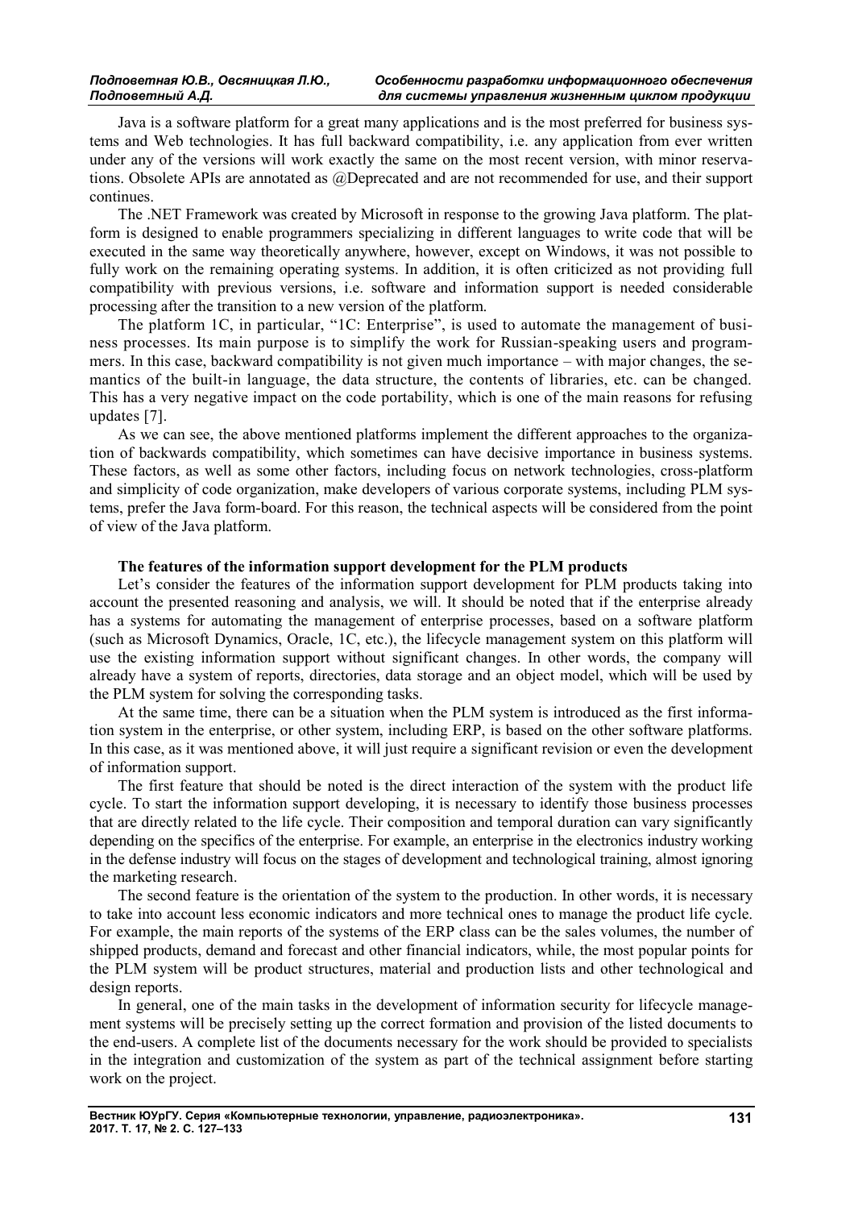Java is a software platform for a great many applications and is the most preferred for business systems and Web technologies. It has full backward compatibility, i.e. any application from ever written under any of the versions will work exactly the same on the most recent version, with minor reservations. Obsolete APIs are annotated as @Deprecated and are not recommended for use, and their support continues.

The .NET Framework was created by Microsoft in response to the growing Java platform. The platform is designed to enable programmers specializing in different languages to write code that will be executed in the same way theoretically anywhere, however, except on Windows, it was not possible to fully work on the remaining operating systems. In addition, it is often criticized as not providing full compatibility with previous versions, i.e. software and information support is needed considerable processing after the transition to a new version of the platform.

The platform 1C, in particular, "1C: Enterprise", is used to automate the management of business processes. Its main purpose is to simplify the work for Russian-speaking users and programmers. In this case, backward compatibility is not given much importance – with major changes, the semantics of the built-in language, the data structure, the contents of libraries, etc. can be changed. This has a very negative impact on the code portability, which is one of the main reasons for refusing updates [7].

As we can see, the above mentioned platforms implement the different approaches to the organization of backwards compatibility, which sometimes can have decisive importance in business systems. These factors, as well as some other factors, including focus on network technologies, cross-platform and simplicity of code organization, make developers of various corporate systems, including PLM systems, prefer the Java form-board. For this reason, the technical aspects will be considered from the point of view of the Java platform.

## The features of the information support development for the PLM products

Let's consider the features of the information support development for PLM products taking into account the presented reasoning and analysis, we will. It should be noted that if the enterprise already has a systems for automating the management of enterprise processes, based on a software platform (such as Microsoft Dynamics, Oracle, 1C, etc.), the lifecycle management system on this platform will use the existing information support without significant changes. In other words, the company will already have a system of reports, directories, data storage and an object model, which will be used by the PLM system for solving the corresponding tasks.

At the same time, there can be a situation when the PLM system is introduced as the first information system in the enterprise, or other system, including ERP, is based on the other software platforms. In this case, as it was mentioned above, it will just require a significant revision or even the development of information support.

The first feature that should be noted is the direct interaction of the system with the product life cycle. To start the information support developing, it is necessary to identify those business processes that are directly related to the life cycle. Their composition and temporal duration can vary significantly depending on the specifics of the enterprise. For example, an enterprise in the electronics industry working in the defense industry will focus on the stages of development and technological training, almost ignoring the marketing research.

The second feature is the orientation of the system to the production. In other words, it is necessary to take into account less economic indicators and more technical ones to manage the product life cycle. For example, the main reports of the systems of the ERP class can be the sales volumes, the number of shipped products, demand and forecast and other financial indicators, while, the most popular points for the PLM system will be product structures, material and production lists and other technological and design reports.

In general, one of the main tasks in the development of information security for lifecycle management systems will be precisely setting up the correct formation and provision of the listed documents to the end-users. A complete list of the documents necessary for the work should be provided to specialists in the integration and customization of the system as part of the technical assignment before starting work on the project.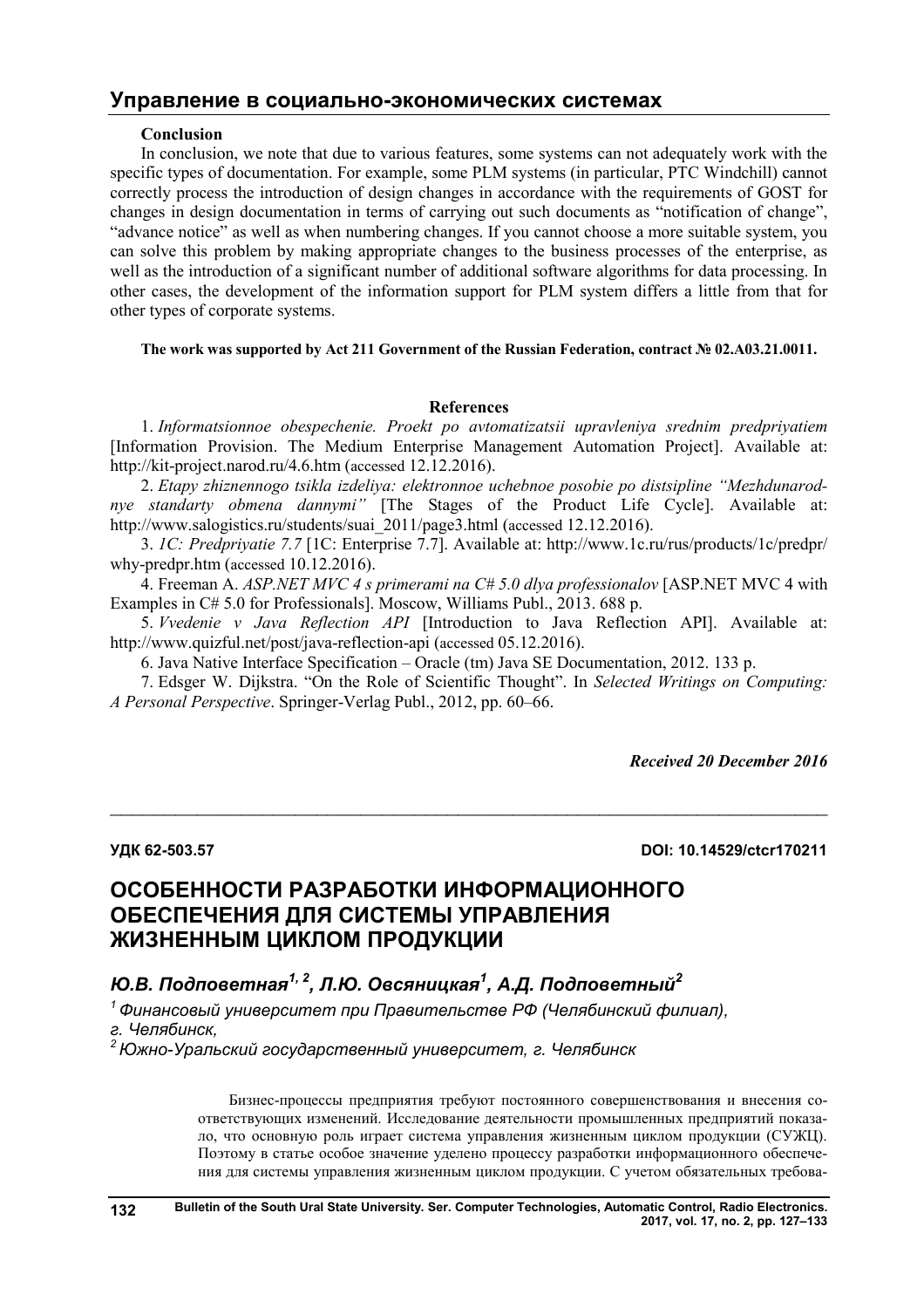**Conclusion**

In conclusion, we note that due to various features, some systems can not adequately work with the specific types of documentation. For example, some PLM systems (in particular, PTC Windchill) cannot correctly process the introduction of design changes in accordance with the requirements of GOST for changes in design documentation in terms of carrying out such documents as "notification of change", "advance notice" as well as when numbering changes. If you cannot choose a more suitable system, you can solve this problem by making appropriate changes to the business processes of the enterprise, as well as the introduction of a significant number of additional software algorithms for data processing. In other cases, the development of the information support for PLM system differs a little from that for other types of corporate systems.

**The work was supported by Act 211 Government of the Russian Federation, contract № 02.A03.21.0011.**

**References**

1. *Informatsionnoe obespechenie. Proekt po avtomatizatsii upravleniya srednim predpriyatiem* [Information Provision. The Medium Enterprise Management Automation Project]. Available at: http://kit-project.narod.ru/4.6.htm (accessed 12.12.2016).

2. *Etapy zhiznennogo tsikla izdeliya: elektronnoe uchebnoe posobie po distsipline "Mezhdunarodnye standarty obmena dannymi"* [The Stages of the Product Life Cycle]. Available at: http://www.salogistics.ru/students/suai_2011/page3.html (accessed 12.12.2016).

3. *1C: Predpriyatie 7.7* [1C: Enterprise 7.7]. Available at: http://www.1c.ru/rus/products/1c/predpr/why-predpr.htm (accessed 10.12.2016).

4. Freeman A. *ASP.NET MVC 4 s primerami na C# 5.0 dlya professionalov* [ASP.NET MVC 4 with Examples in C# 5.0 for Professionals]. Moscow, Williams Publ., 2013. 688 p.

5. *Vvedenie v Java Reflection API* [Introduction to Java Reflection API]. Available at: http://www.quizful.net/post/java-reflection-api (accessed 05.12.2016).

6. Java Native Interface Specification – Oracle (tm) Java SE Documentation, 2012. 133 p.

7. Edsger W. Dijkstra. "On the Role of Scientific Thought". In *Selected Writings on Computing: A Personal Perspective*. Springer-Verlag Publ., 2012, pp. 60–66.

***Received 20 December 2016***

---

**УДК 62-503.57** **DOI: 10.14529/ctcr170211**

# ОСОБЕННОСТИ РАЗРАБОТКИ ИНФОРМАЦИОННОГО ОБЕСПЕЧЕНИЯ ДЛЯ СИСТЕМЫ УПРАВЛЕНИЯ ЖИЗНЕННЫМ ЦИКЛОМ ПРОДУКЦИИ

***Ю.В. Подповетная[1,2], Л.Ю. Овсяницкая[1], А.Д. Подповетный[2]***

*[1] Финансовый университет при Правительстве РФ (Челябинский филиал), г. Челябинск,*
*[2] Южно-Уральский государственный университет, г. Челябинск*

Бизнес-процессы предприятия требуют постоянного совершенствования и внесения соответствующих изменений. Исследование деятельности промышленных предприятий показало, что основную роль играет система управления жизненным циклом продукции (СУЖЦ). Поэтому в статье особое значение уделено процессу разработки информационного обеспечения для системы управления жизненным циклом продукции. С учетом обязательных требова-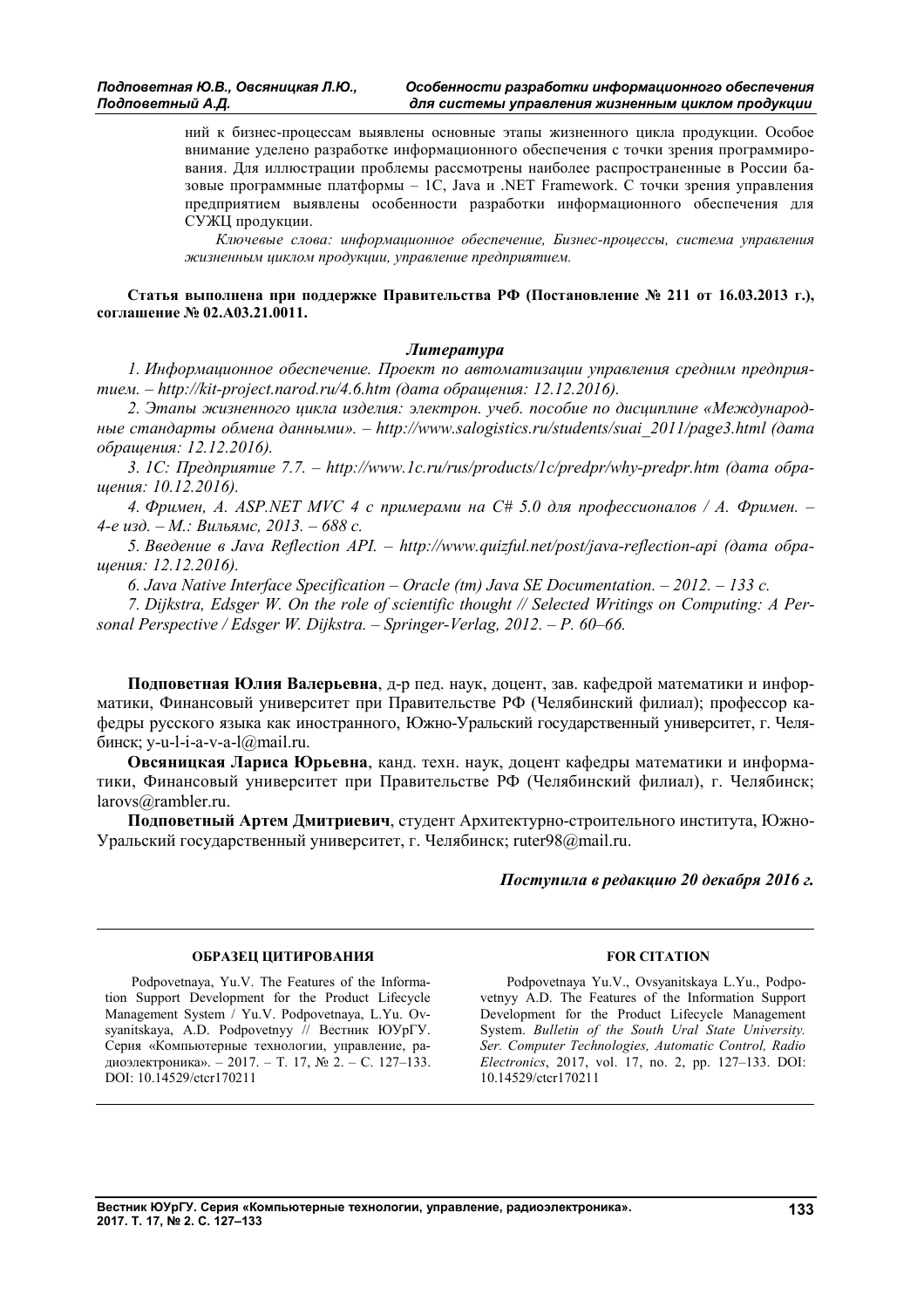ний к бизнес-процессам выявлены основные этапы жизненного цикла продукции. Особое внимание уделено разработке информационного обеспечения с точки зрения программирования. Для иллюстрации проблемы рассмотрены наиболее распространенные в России базовые программные платформы – 1С, Java и .NET Framework. С точки зрения управления предприятием выявлены особенности разработки информационного обеспечения для СУЖЦ продукции.

*Ключевые слова: информационное обеспечение, Бизнес-процессы, система управления жизненным циклом продукции, управление предприятием.*

**Статья выполнена при поддержке Правительства РФ (Постановление № 211 от 16.03.2013 г.), соглашение № 02.A03.21.0011.**

### *Литература*

*1. Информационное обеспечение. Проект по автоматизации управления средним предприятием. – http://kit-project.narod.ru/4.6.htm (дата обращения: 12.12.2016).*

*2. Этапы жизненного цикла изделия: электрон. учеб. пособие по дисциплине «Международные стандарты обмена данными». – http://www.salogistics.ru/students/suai_2011/page3.html (дата обращения: 12.12.2016).*

*3. 1С: Предприятие 7.7. – http://www.1c.ru/rus/products/1c/predpr/why-predpr.htm (дата обращения: 10.12.2016).*

*4. Фримен, А. ASP.NET MVC 4 с примерами на C# 5.0 для профессионалов / А. Фримен. – 4-е изд. – М.: Вильямс, 2013. – 688 с.*

*5. Введение в Java Reflection API. – http://www.quizful.net/post/java-reflection-api (дата обращения: 12.12.2016).*

*6. Java Native Interface Specification – Oracle (tm) Java SE Documentation. – 2012. – 133 с.*

*7. Dijkstra, Edsger W. On the role of scientific thought // Selected Writings on Computing: A Personal Perspective / Edsger W. Dijkstra. – Springer-Verlag, 2012. – P. 60–66.*

**Подповетная Юлия Валерьевна**, д-р пед. наук, доцент, зав. кафедрой математики и информатики, Финансовый университет при Правительстве РФ (Челябинский филиал); профессор кафедры русского языка как иностранного, Южно-Уральский государственный университет, г. Челябинск; y-u-l-i-a-v-a-l@mail.ru.

**Овсяницкая Лариса Юрьевна**, канд. техн. наук, доцент кафедры математики и информатики, Финансовый университет при Правительстве РФ (Челябинский филиал), г. Челябинск; larovs@rambler.ru.

**Подповетный Артем Дмитриевич**, студент Архитектурно-строительного института, Южно-Уральский государственный университет, г. Челябинск; ruter98@mail.ru.

***Поступила в редакцию 20 декабря 2016 г.***

---

**ОБРАЗЕЦ ЦИТИРОВАНИЯ**

Podpovetnaya, Yu.V. The Features of the Information Support Development for the Product Lifecycle Management System / Yu.V. Podpovetnaya, L.Yu. Ovsyanitskaya, A.D. Podpovetnyy // Вестник ЮУрГУ. Серия «Компьютерные технологии, управление, радиоэлектроника». – 2017. – Т. 17, № 2. – С. 127–133. DOI: 10.14529/ctcr170211

**FOR CITATION**

Podpovetnaya Yu.V., Ovsyanitskaya L.Yu., Podpovetnyy A.D. The Features of the Information Support Development for the Product Lifecycle Management System. *Bulletin of the South Ural State University. Ser. Computer Technologies, Automatic Control, Radio Electronics*, 2017, vol. 17, no. 2, pp. 127–133. DOI: 10.14529/ctcr170211